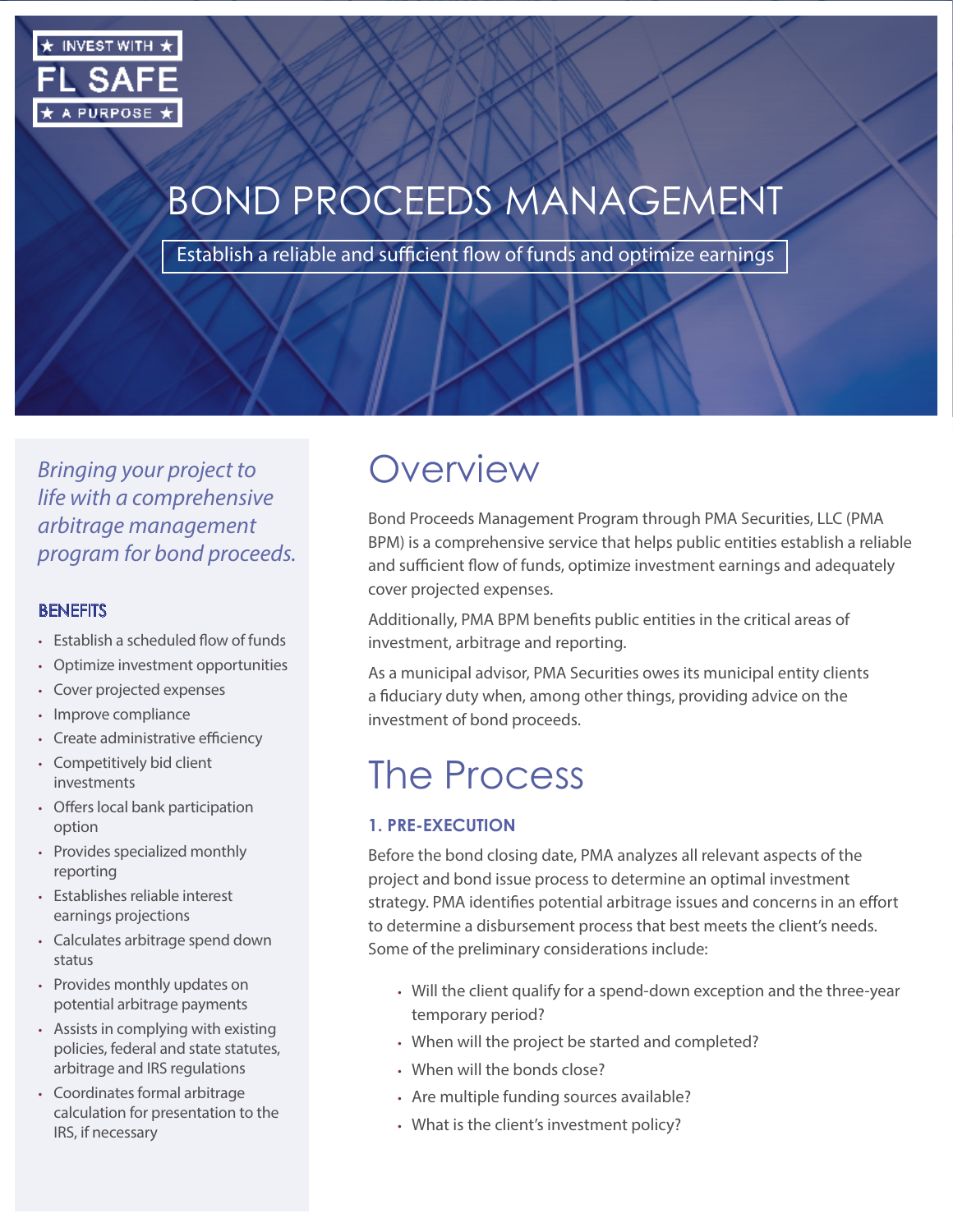★ INVEST WITH ★ FL SAFE ★ A PURPOSE ★

# BOND PROCEEDS MANAGEMENT

Establish a reliable and sufficient flow of funds and optimize earnings

*Bringing your project to life with a comprehensive arbitrage management program for bond proceeds.*

### BENEFITS

- Establish a scheduled flow of funds
- Optimize investment opportunities
- Cover projected expenses
- Improve compliance
- Create administrative efficiency
- Competitively bid client investments
- Offers local bank participation option
- Provides specialized monthly reporting
- Establishes reliable interest earnings projections
- Calculates arbitrage spend down status
- Provides monthly updates on potential arbitrage payments
- Assists in complying with existing policies, federal and state statutes, arbitrage and IRS regulations
- Coordinates formal arbitrage calculation for presentation to the IRS, if necessary

## Overview

Bond Proceeds Management Program through PMA Securities, LLC (PMA BPM) is a comprehensive service that helps public entities establish a reliable and sufficient flow of funds, optimize investment earnings and adequately cover projected expenses.

Additionally, PMA BPM benefits public entities in the critical areas of investment, arbitrage and reporting.

As a municipal advisor, PMA Securities owes its municipal entity clients a fiduciary duty when, among other things, providing advice on the investment of bond proceeds.

## The Process

### 1. PRE-EXECUTION

Before the bond closing date, PMA analyzes all relevant aspects of the project and bond issue process to determine an optimal investment strategy. PMA identifies potential arbitrage issues and concerns in an effort to determine a disbursement process that best meets the client's needs. Some of the preliminary considerations include:

- Will the client qualify for a spend-down exception and the three-year temporary period?
- When will the project be started and completed?
- When will the bonds close?
- Are multiple funding sources available?
- What is the client's investment policy?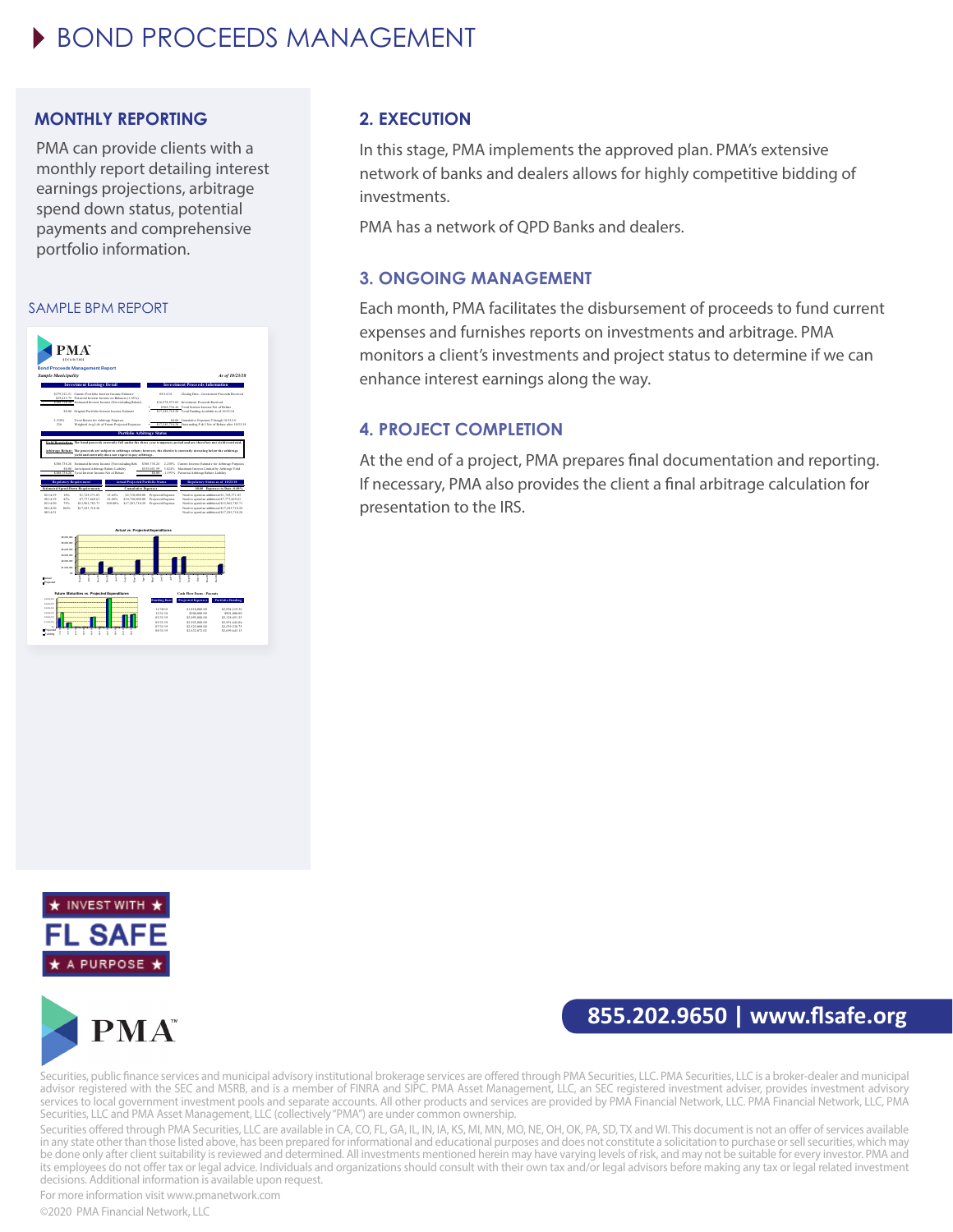# BOND PROCEEDS MANAGEMENT

## MONTHLY REPORTING

PMA can provide clients with a monthly report detailing interest earnings projections, arbitrage spend down status, potential payments and comprehensive portfolio information.

SAMPLE BPM REPORT

## 2. EXECUTION

In this stage, PMA implements the approved plan. PMA's extensive network of banks and dealers allows for highly competitive bidding of investments.

PMA has a network of QPD Banks and dealers.

## 3. ONGOING MANAGEMENT

Each month, PMA facilitates the disbursement of proceeds to fund current expenses and furnishes reports on investments and arbitrage. PMA monitors a client's investments and project status to determine if we can enhance interest earnings along the way.

## 4. PROJECT COMPLETION

At the end of a project, PMA prepares final documentation and reporting. If necessary, PMA also provides the client a final arbitrage calculation for presentation to the IRS.

★ INVEST WITH ★
FL SAFE
★ A PURPOSE ★

PMA

855.202.9650 | www.flsafe.org

Securities, public finance services and municipal advisory institutional brokerage services are offered through PMA Securities, LLC. PMA Securities, LLC is a broker-dealer and municipal advisor registered with the SEC and MSRB, and is a member of FINRA and SIPC. PMA Asset Management, LLC, an SEC registered investment adviser, provides investment advisory services to local government investment pools and separate accounts. All other products and services are provided by PMA Financial Network, LLC. PMA Financial Network, LLC, PMA Securities, LLC and PMA Asset Management, LLC (collectively "PMA") are under common ownership.

Securities offered through PMA Securities, LLC are available in CA, CO, FL, GA, IL, IN, IA, KS, MI, MN, MO, NE, OH, OK, PA, SD, TX and WI. This document is not an offer of services available in any state other than those listed above, has been prepared for informational and educational purposes and does not constitute a solicitation to purchase or sell securities, which may be done only after client suitability is reviewed and determined. All investments mentioned herein may have varying levels of risk, and may not be suitable for every investor. PMA and its employees do not offer tax or legal advice. Individuals and organizations should consult with their own tax and/or legal advisors before making any tax or legal related investment decisions. Additional information is available upon request.

For more information visit www.pmanetwork.com

©2020 PMA Financial Network, LLC